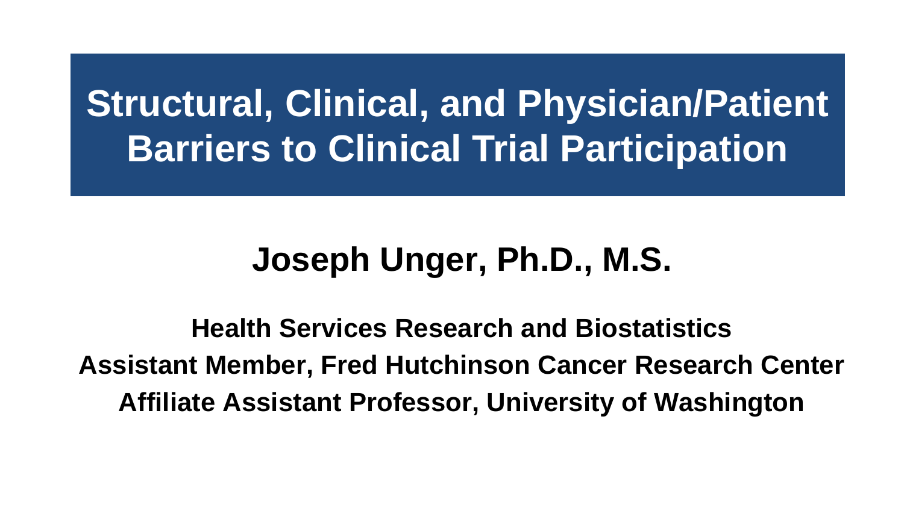# Structural, Clinical, and Physician/Patient Barriers to Clinical Trial Participation

## Joseph Unger, Ph.D., M.S.

**Health Services Research and Biostatistics**

**Assistant Member, Fred Hutchinson Cancer Research Center**

**Affiliate Assistant Professor, University of Washington**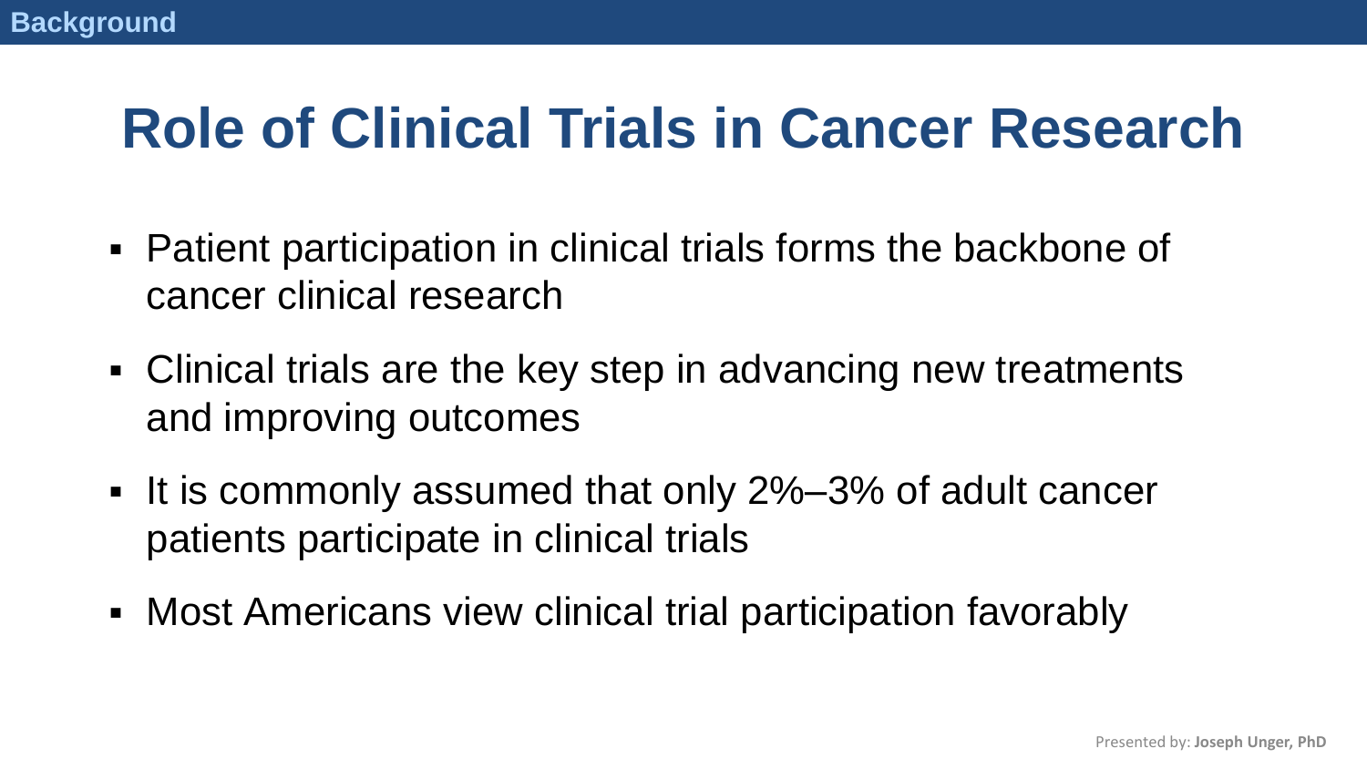Background

# Role of Clinical Trials in Cancer Research

- Patient participation in clinical trials forms the backbone of cancer clinical research
- Clinical trials are the key step in advancing new treatments and improving outcomes
- It is commonly assumed that only 2%–3% of adult cancer patients participate in clinical trials
- Most Americans view clinical trial participation favorably

Presented by: **Joseph Unger, PhD**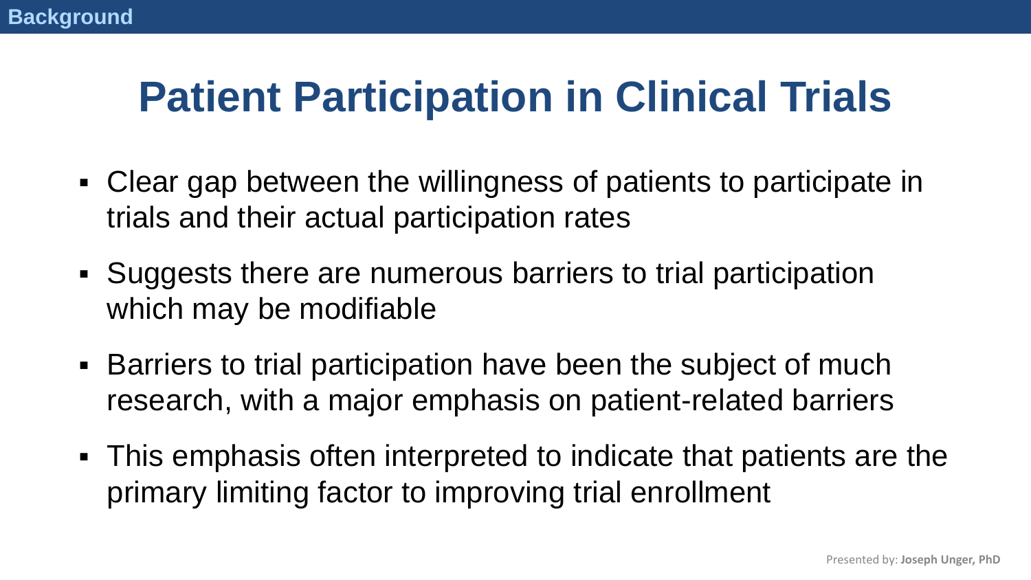Background

# Patient Participation in Clinical Trials

- Clear gap between the willingness of patients to participate in trials and their actual participation rates
- Suggests there are numerous barriers to trial participation which may be modifiable
- Barriers to trial participation have been the subject of much research, with a major emphasis on patient-related barriers
- This emphasis often interpreted to indicate that patients are the primary limiting factor to improving trial enrollment

Presented by: **Joseph Unger, PhD**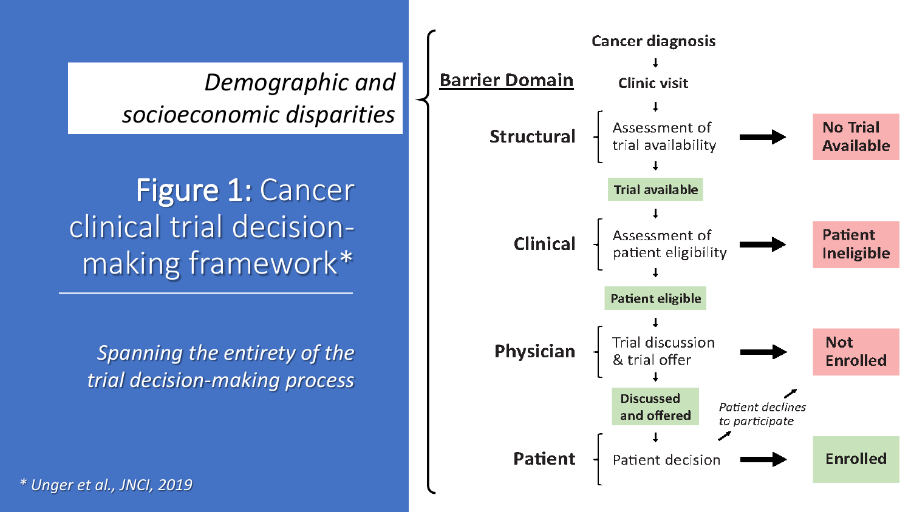*Demographic and socioeconomic disparities*

# Figure 1: Cancer clinical trial decision-making framework*

*Spanning the entirety of the trial decision-making process*

*\* Unger et al., JNCI, 2019*

**Barrier Domain**

**Cancer diagnosis**

↓

**Clinic visit**

↓

**Structural** — Assessment of trial availability → **No Trial Available**

↓

**Trial available**

↓

**Clinical** — Assessment of patient eligibility → **Patient Ineligible**

↓

**Patient eligible**

↓

**Physician** — Trial discussion & trial offer → **Not Enrolled**

↓

**Discussed and offered**

↓

**Patient** — Patient decision → **Enrolled**

*Patient declines to participate* (→ **Not Enrolled**)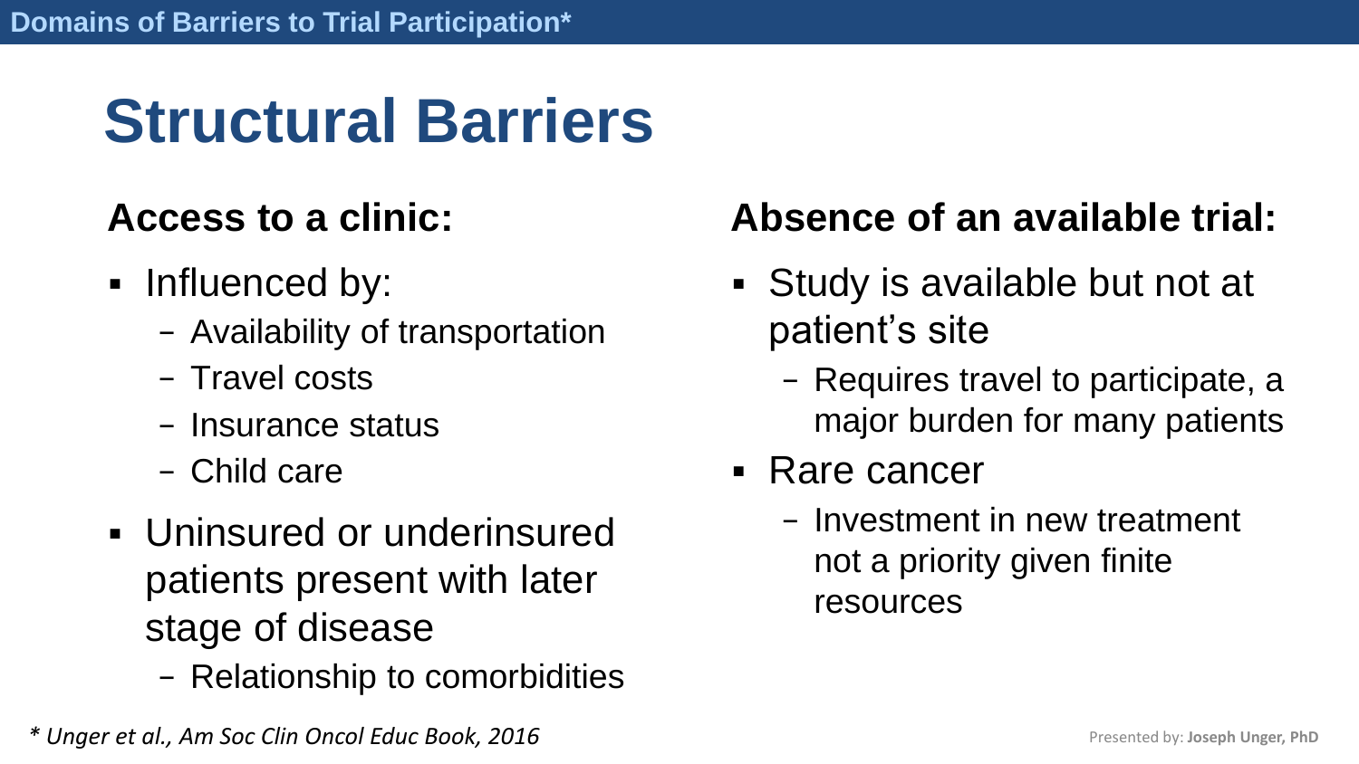Domains of Barriers to Trial Participation*

# Structural Barriers

## Access to a clinic:

- Influenced by:
  - Availability of transportation
  - Travel costs
  - Insurance status
  - Child care
- Uninsured or underinsured patients present with later stage of disease
  - Relationship to comorbidities

## Absence of an available trial:

- Study is available but not at patient's site
  - Requires travel to participate, a major burden for many patients
- Rare cancer
  - Investment in new treatment not a priority given finite resources

*\* Unger et al., Am Soc Clin Oncol Educ Book, 2016*

Presented by: **Joseph Unger, PhD**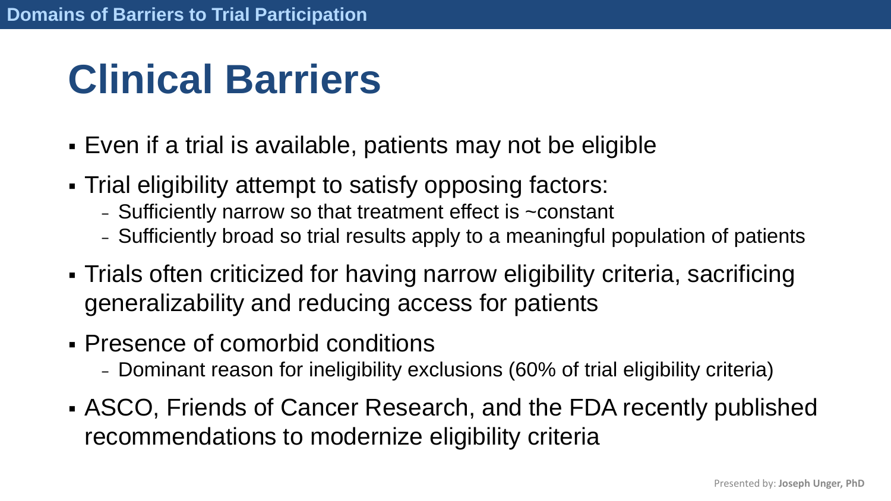# Clinical Barriers

- Even if a trial is available, patients may not be eligible
- Trial eligibility attempt to satisfy opposing factors:
  - Sufficiently narrow so that treatment effect is ~constant
  - Sufficiently broad so trial results apply to a meaningful population of patients
- Trials often criticized for having narrow eligibility criteria, sacrificing generalizability and reducing access for patients
- Presence of comorbid conditions
  - Dominant reason for ineligibility exclusions (60% of trial eligibility criteria)
- ASCO, Friends of Cancer Research, and the FDA recently published recommendations to modernize eligibility criteria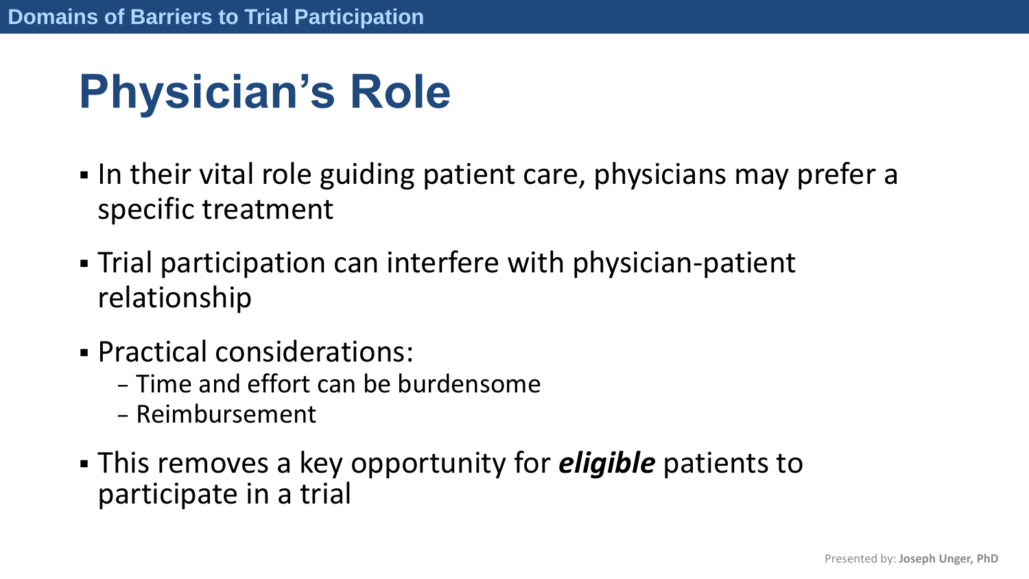# Physician's Role

- In their vital role guiding patient care, physicians may prefer a specific treatment
- Trial participation can interfere with physician-patient relationship
- Practical considerations:
  - Time and effort can be burdensome
  - Reimbursement
- This removes a key opportunity for ***eligible*** patients to participate in a trial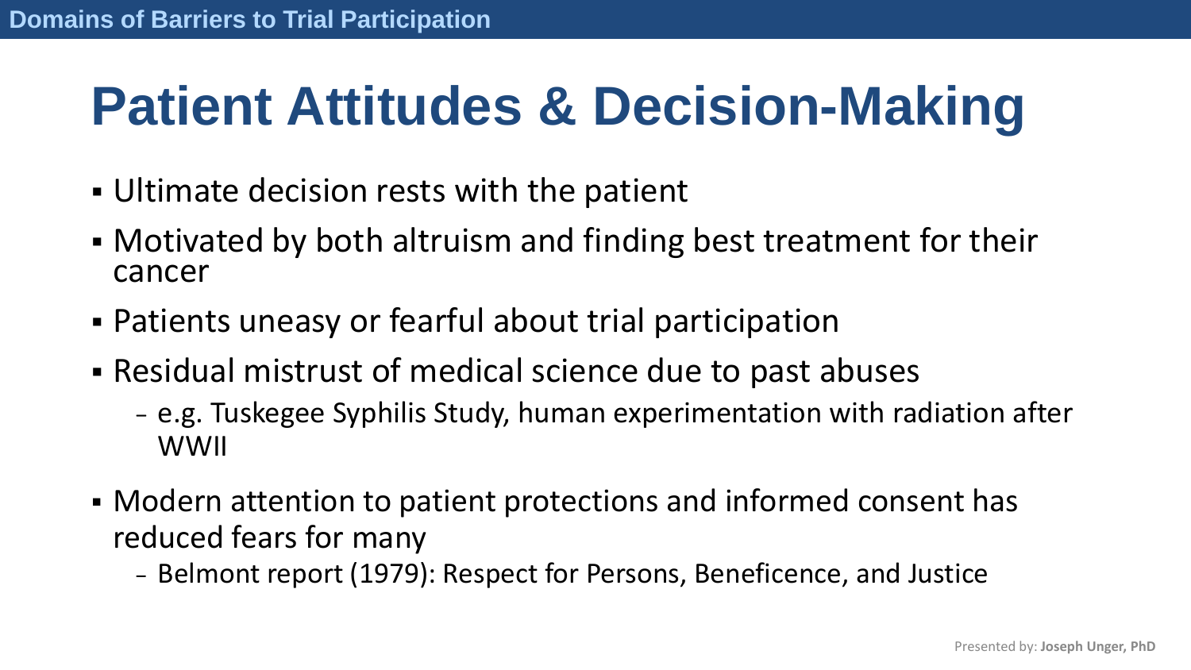Domains of Barriers to Trial Participation

# Patient Attitudes & Decision-Making

- Ultimate decision rests with the patient
- Motivated by both altruism and finding best treatment for their cancer
- Patients uneasy or fearful about trial participation
- Residual mistrust of medical science due to past abuses
  - e.g. Tuskegee Syphilis Study, human experimentation with radiation after WWII
- Modern attention to patient protections and informed consent has reduced fears for many
  - Belmont report (1979): Respect for Persons, Beneficence, and Justice

Presented by: **Joseph Unger, PhD**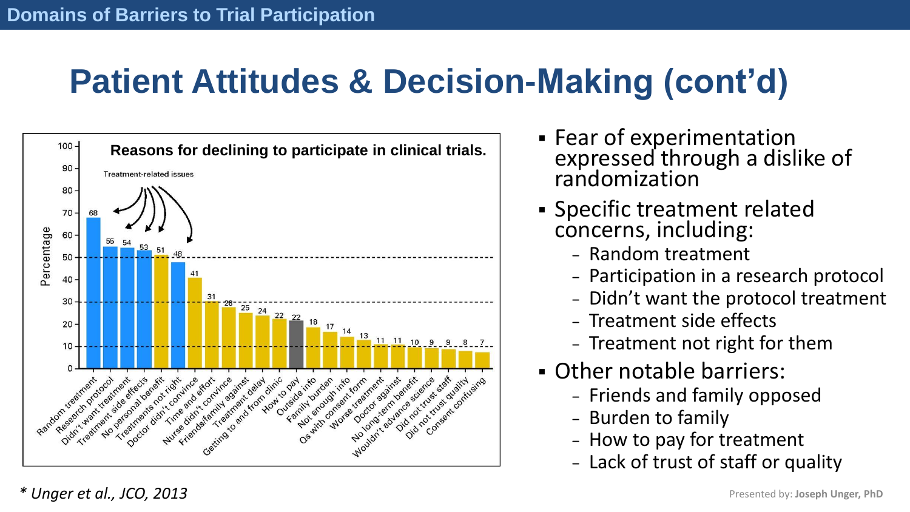# Patient Attitudes & Decision-Making (cont'd)

**Reasons for declining to participate in clinical trials.**

Treatment-related issues

| Reason | Percentage |
|---|---|
| Random treatment | 68 |
| Research protocol | 55 |
| Didn't want treatment | 54 |
| Treatment side effects | 53 |
| No personal benefit | 51 |
| Treatments not right | 48 |
| Doctor didn't convince | 41 |
| Time and effort | 31 |
| Nurse didn't convince | 28 |
| Friends/family against | 25 |
| Treatment delay | 24 |
| Getting to and from clinic | 22 |
| How to pay | 22 |
| Outside info | 18 |
| Family burden | 17 |
| Not enough info | 14 |
| Qs with consent form | 13 |
| Worse treatment | 11 |
| Doctor against | 11 |
| No long-term benefit | 10 |
| Wouldn't advance science | 9 |
| Did not trust staff | 9 |
| Did not trust quality | 8 |
| Consent confusing | 7 |

- Fear of experimentation expressed through a dislike of randomization
- Specific treatment related concerns, including:
  - Random treatment
  - Participation in a research protocol
  - Didn't want the protocol treatment
  - Treatment side effects
  - Treatment not right for them
- Other notable barriers:
  - Friends and family opposed
  - Burden to family
  - How to pay for treatment
  - Lack of trust of staff or quality

*\* Unger et al., JCO, 2013*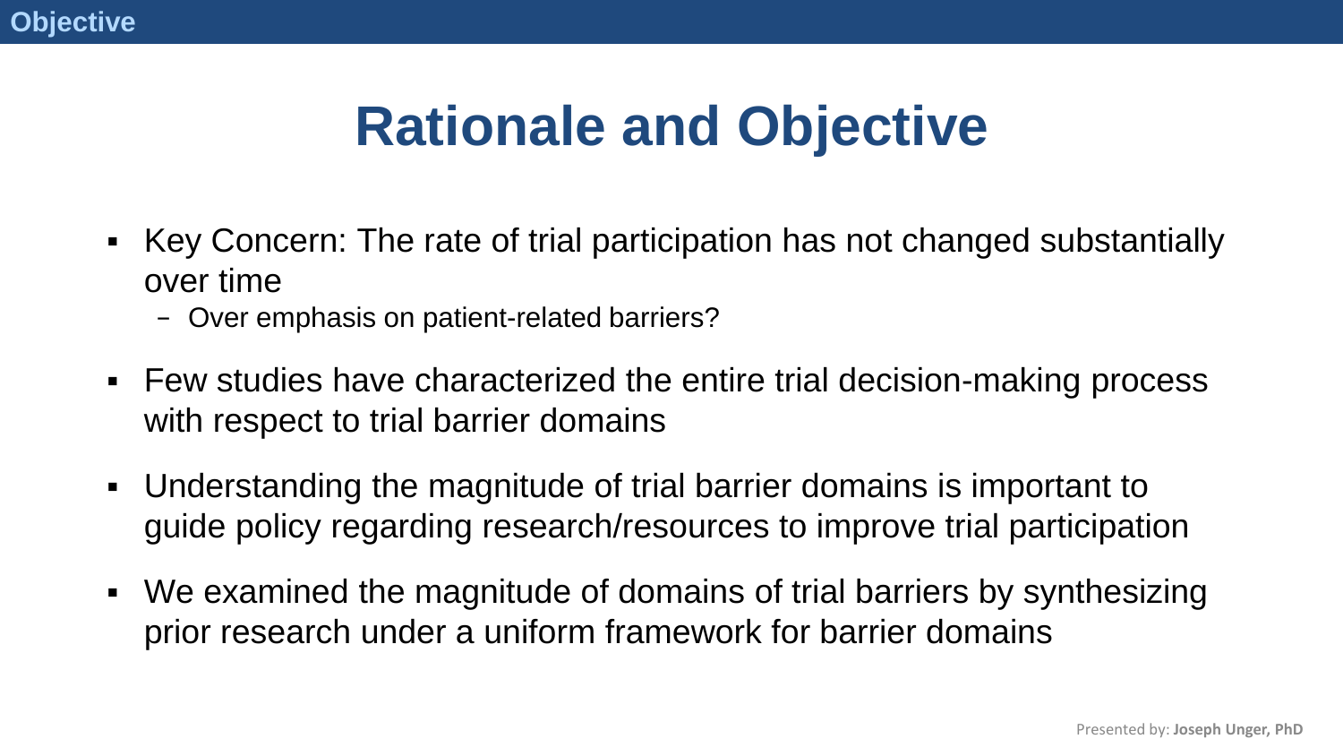# Rationale and Objective

- Key Concern: The rate of trial participation has not changed substantially over time
  - Over emphasis on patient-related barriers?
- Few studies have characterized the entire trial decision-making process with respect to trial barrier domains
- Understanding the magnitude of trial barrier domains is important to guide policy regarding research/resources to improve trial participation
- We examined the magnitude of domains of trial barriers by synthesizing prior research under a uniform framework for barrier domains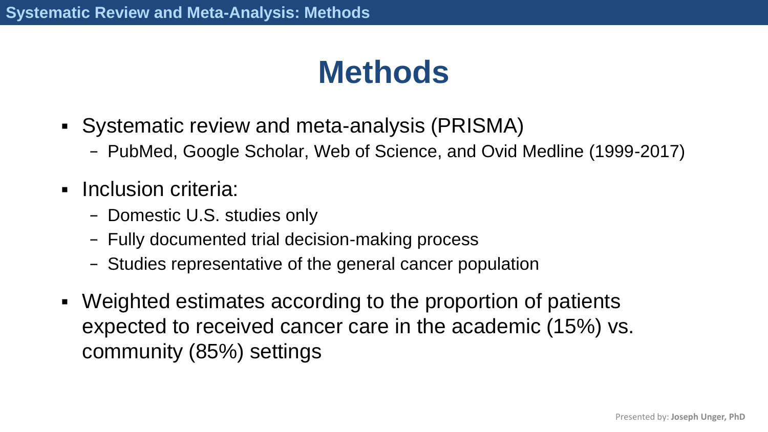# Methods

- Systematic review and meta-analysis (PRISMA)
  - PubMed, Google Scholar, Web of Science, and Ovid Medline (1999-2017)
- Inclusion criteria:
  - Domestic U.S. studies only
  - Fully documented trial decision-making process
  - Studies representative of the general cancer population
- Weighted estimates according to the proportion of patients expected to received cancer care in the academic (15%) vs. community (85%) settings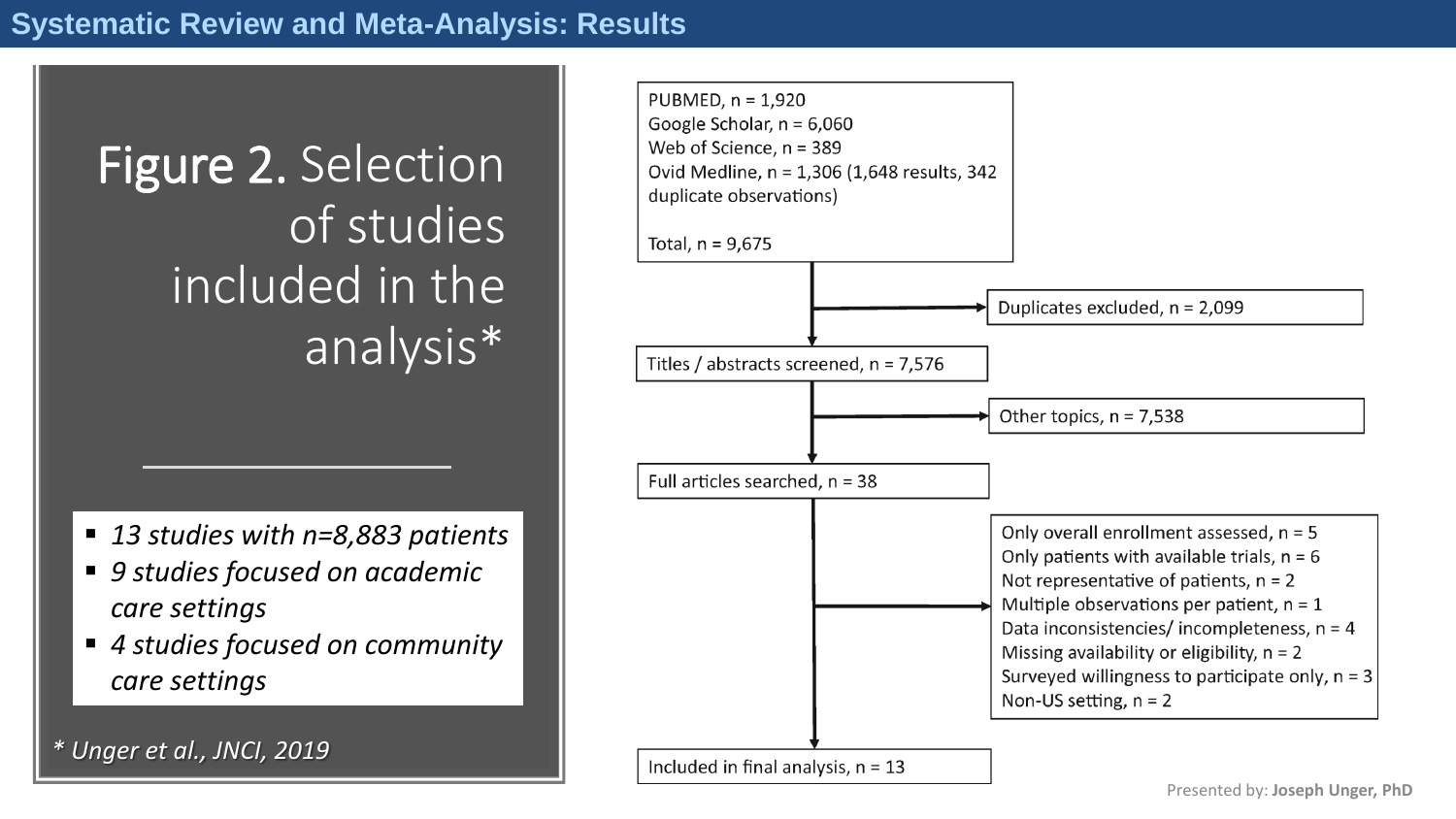# Systematic Review and Meta-Analysis: Results

## Figure 2. Selection of studies included in the analysis*

- *13 studies with n=8,883 patients*
- *9 studies focused on academic care settings*
- *4 studies focused on community care settings*

*\* Unger et al., JNCI, 2019*

PUBMED, n = 1,920
Google Scholar, n = 6,060
Web of Science, n = 389
Ovid Medline, n = 1,306 (1,648 results, 342 duplicate observations)

Total, n = 9,675

→ Duplicates excluded, n = 2,099

Titles / abstracts screened, n = 7,576

→ Other topics, n = 7,538

Full articles searched, n = 38

→ Only overall enrollment assessed, n = 5
Only patients with available trials, n = 6
Not representative of patients, n = 2
Multiple observations per patient, n = 1
Data inconsistencies/ incompleteness, n = 4
Missing availability or eligibility, n = 2
Surveyed willingness to participate only, n = 3
Non-US setting, n = 2

Included in final analysis, n = 13

Presented by: **Joseph Unger, PhD**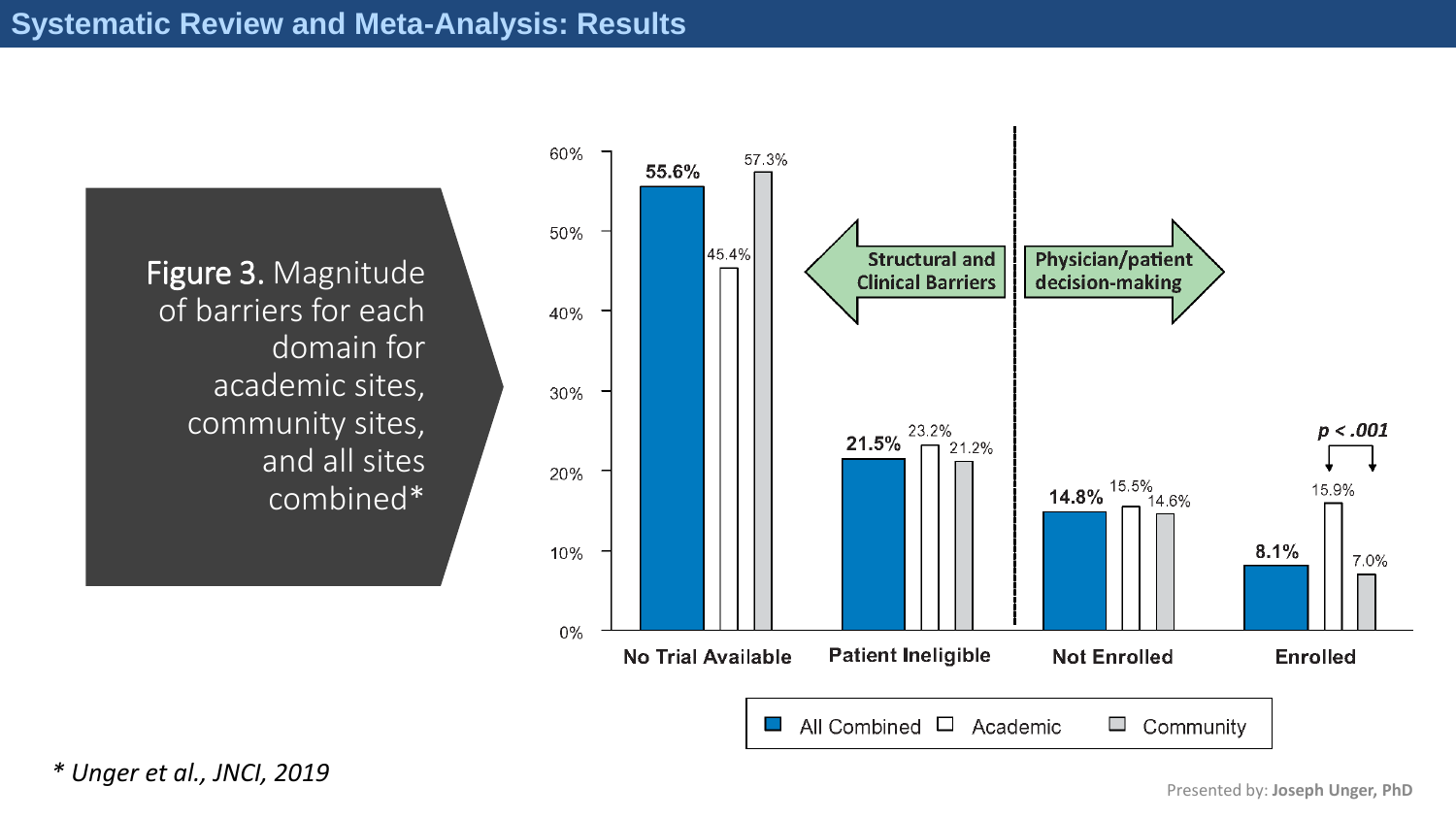# Systematic Review and Meta-Analysis: Results

**Figure 3.** Magnitude of barriers for each domain for academic sites, community sites, and all sites combined*

| | All Combined | Academic | Community |
|---|---|---|---|
| No Trial Available | 55.6% | 45.4% | 57.3% |
| Patient Ineligible | 21.5% | 23.2% | 21.2% |
| Not Enrolled | 14.8% | 15.5% | 14.6% |
| Enrolled | 8.1% | 15.9% | 7.0% |

Structural and Clinical Barriers: No Trial Available, Patient Ineligible

Physician/patient decision-making: Not Enrolled, Enrolled

Enrolled, Academic vs. Community: $p < .001$

*\* Unger et al., JNCI, 2019*

Presented by: **Joseph Unger, PhD**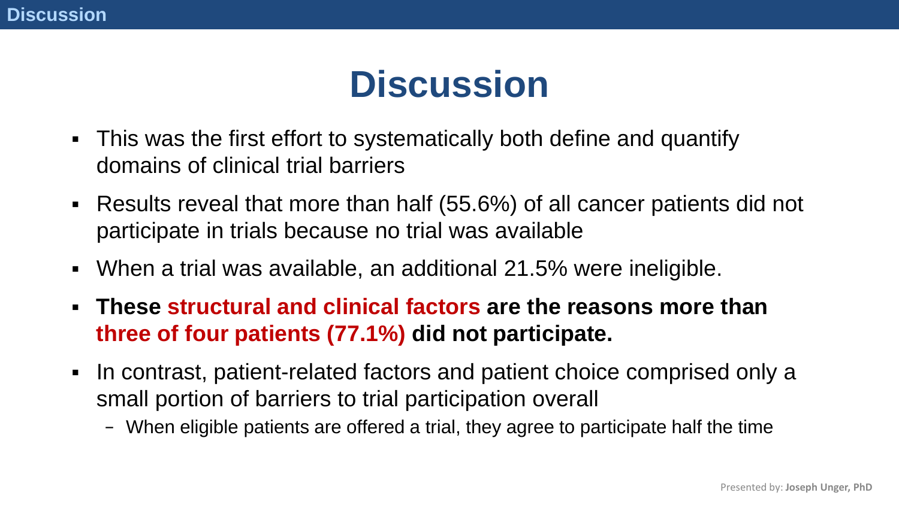# Discussion

- This was the first effort to systematically both define and quantify domains of clinical trial barriers
- Results reveal that more than half (55.6%) of all cancer patients did not participate in trials because no trial was available
- When a trial was available, an additional 21.5% were ineligible.
- **These structural and clinical factors are the reasons more than three of four patients (77.1%) did not participate.**
- In contrast, patient-related factors and patient choice comprised only a small portion of barriers to trial participation overall
  - When eligible patients are offered a trial, they agree to participate half the time

Presented by: **Joseph Unger, PhD**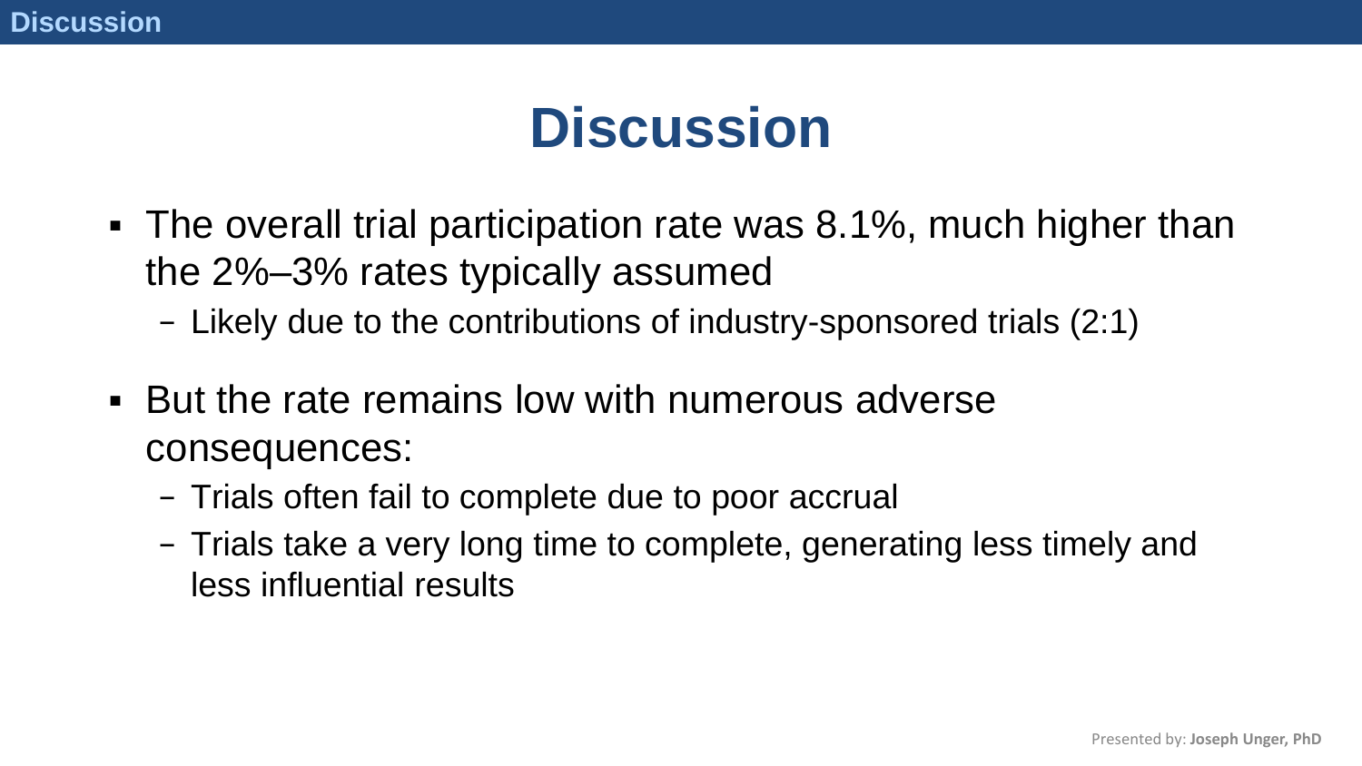# Discussion

- The overall trial participation rate was 8.1%, much higher than the 2%–3% rates typically assumed
  - Likely due to the contributions of industry-sponsored trials (2:1)
- But the rate remains low with numerous adverse consequences:
  - Trials often fail to complete due to poor accrual
  - Trials take a very long time to complete, generating less timely and less influential results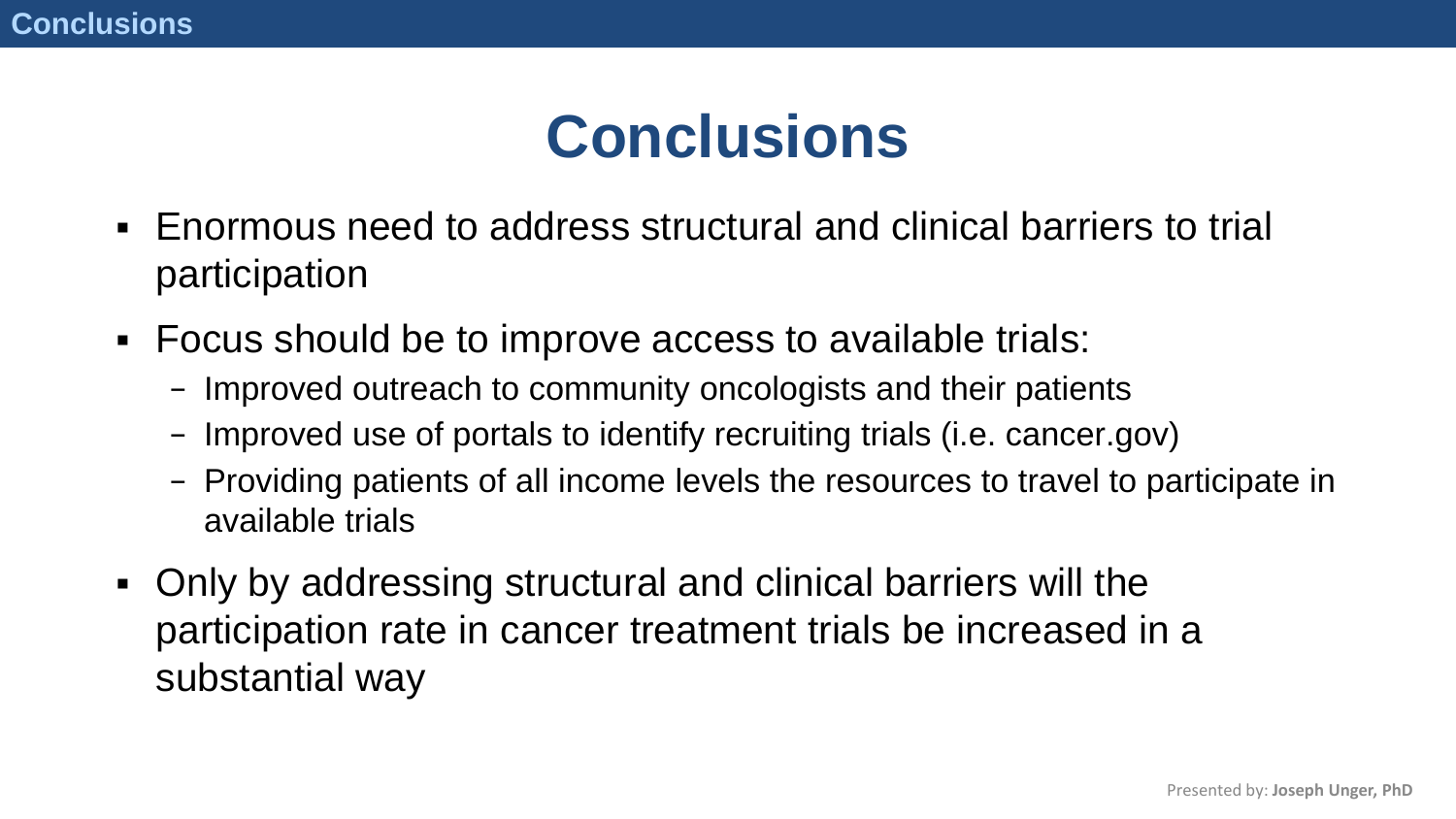# Conclusions

- Enormous need to address structural and clinical barriers to trial participation
- Focus should be to improve access to available trials:
  - Improved outreach to community oncologists and their patients
  - Improved use of portals to identify recruiting trials (i.e. cancer.gov)
  - Providing patients of all income levels the resources to travel to participate in available trials
- Only by addressing structural and clinical barriers will the participation rate in cancer treatment trials be increased in a substantial way